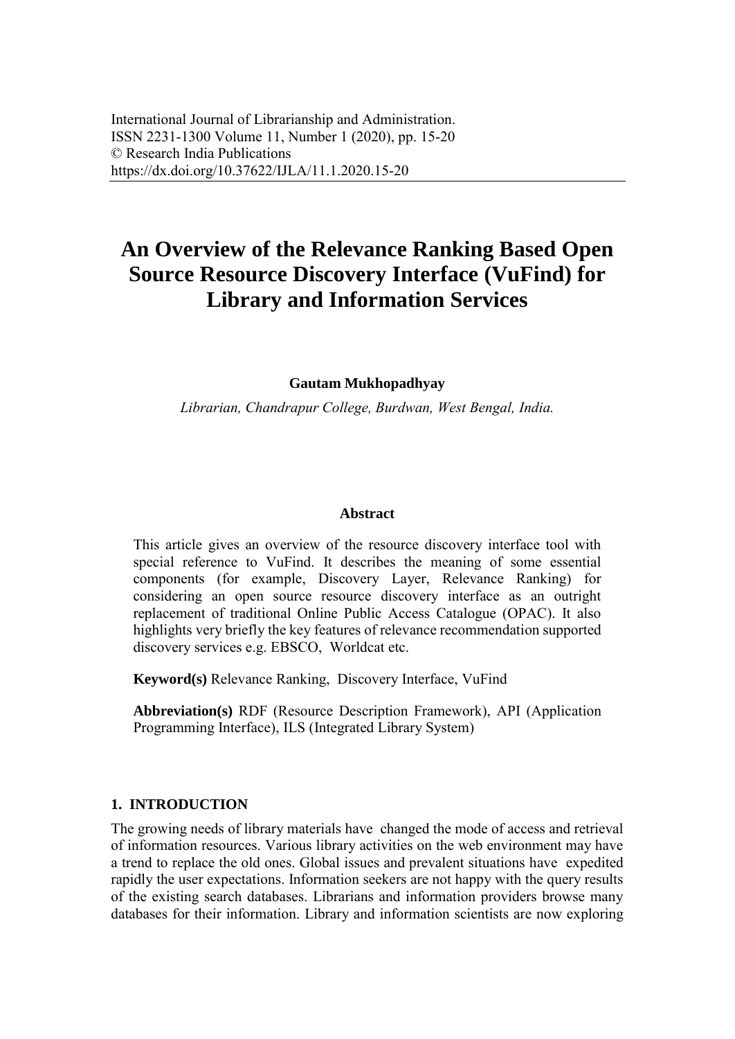International Journal of Librarianship and Administration.
ISSN 2231-1300 Volume 11, Number 1 (2020), pp. 15-20
© Research India Publications
https://dx.doi.org/10.37622/IJLA/11.1.2020.15-20

# An Overview of the Relevance Ranking Based Open Source Resource Discovery Interface (VuFind) for Library and Information Services

**Gautam Mukhopadhyay**

*Librarian, Chandrapur College, Burdwan, West Bengal, India.*

### Abstract

This article gives an overview of the resource discovery interface tool with special reference to VuFind. It describes the meaning of some essential components (for example, Discovery Layer, Relevance Ranking) for considering an open source resource discovery interface as an outright replacement of traditional Online Public Access Catalogue (OPAC). It also highlights very briefly the key features of relevance recommendation supported discovery services e.g. EBSCO, Worldcat etc.

**Keyword(s)** Relevance Ranking, Discovery Interface, VuFind

**Abbreviation(s)** RDF (Resource Description Framework), API (Application Programming Interface), ILS (Integrated Library System)

## 1. INTRODUCTION

The growing needs of library materials have changed the mode of access and retrieval of information resources. Various library activities on the web environment may have a trend to replace the old ones. Global issues and prevalent situations have expedited rapidly the user expectations. Information seekers are not happy with the query results of the existing search databases. Librarians and information providers browse many databases for their information. Library and information scientists are now exploring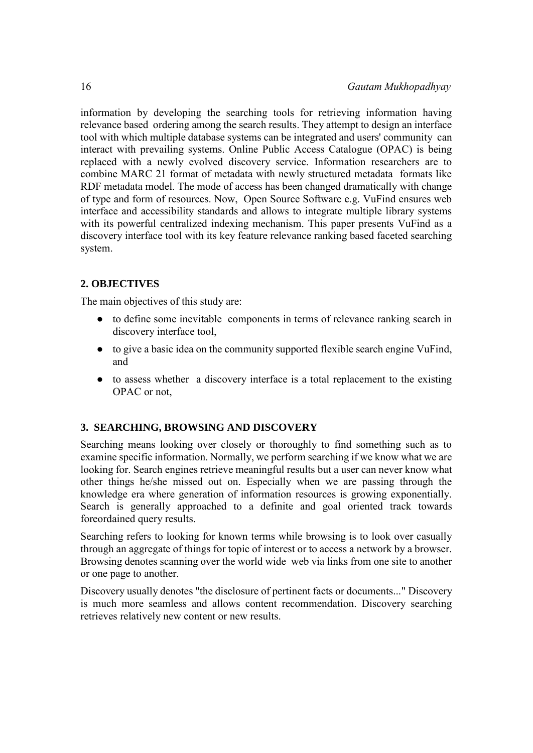information by developing the searching tools for retrieving information having relevance based ordering among the search results. They attempt to design an interface tool with which multiple database systems can be integrated and users' community can interact with prevailing systems. Online Public Access Catalogue (OPAC) is being replaced with a newly evolved discovery service. Information researchers are to combine MARC 21 format of metadata with newly structured metadata formats like RDF metadata model. The mode of access has been changed dramatically with change of type and form of resources. Now, Open Source Software e.g. VuFind ensures web interface and accessibility standards and allows to integrate multiple library systems with its powerful centralized indexing mechanism. This paper presents VuFind as a discovery interface tool with its key feature relevance ranking based faceted searching system.

## 2. OBJECTIVES

The main objectives of this study are:

- to define some inevitable components in terms of relevance ranking search in discovery interface tool,
- to give a basic idea on the community supported flexible search engine VuFind, and
- to assess whether a discovery interface is a total replacement to the existing OPAC or not,

## 3. SEARCHING, BROWSING AND DISCOVERY

Searching means looking over closely or thoroughly to find something such as to examine specific information. Normally, we perform searching if we know what we are looking for. Search engines retrieve meaningful results but a user can never know what other things he/she missed out on. Especially when we are passing through the knowledge era where generation of information resources is growing exponentially. Search is generally approached to a definite and goal oriented track towards foreordained query results.

Searching refers to looking for known terms while browsing is to look over casually through an aggregate of things for topic of interest or to access a network by a browser. Browsing denotes scanning over the world wide web via links from one site to another or one page to another.

Discovery usually denotes "the disclosure of pertinent facts or documents..." Discovery is much more seamless and allows content recommendation. Discovery searching retrieves relatively new content or new results.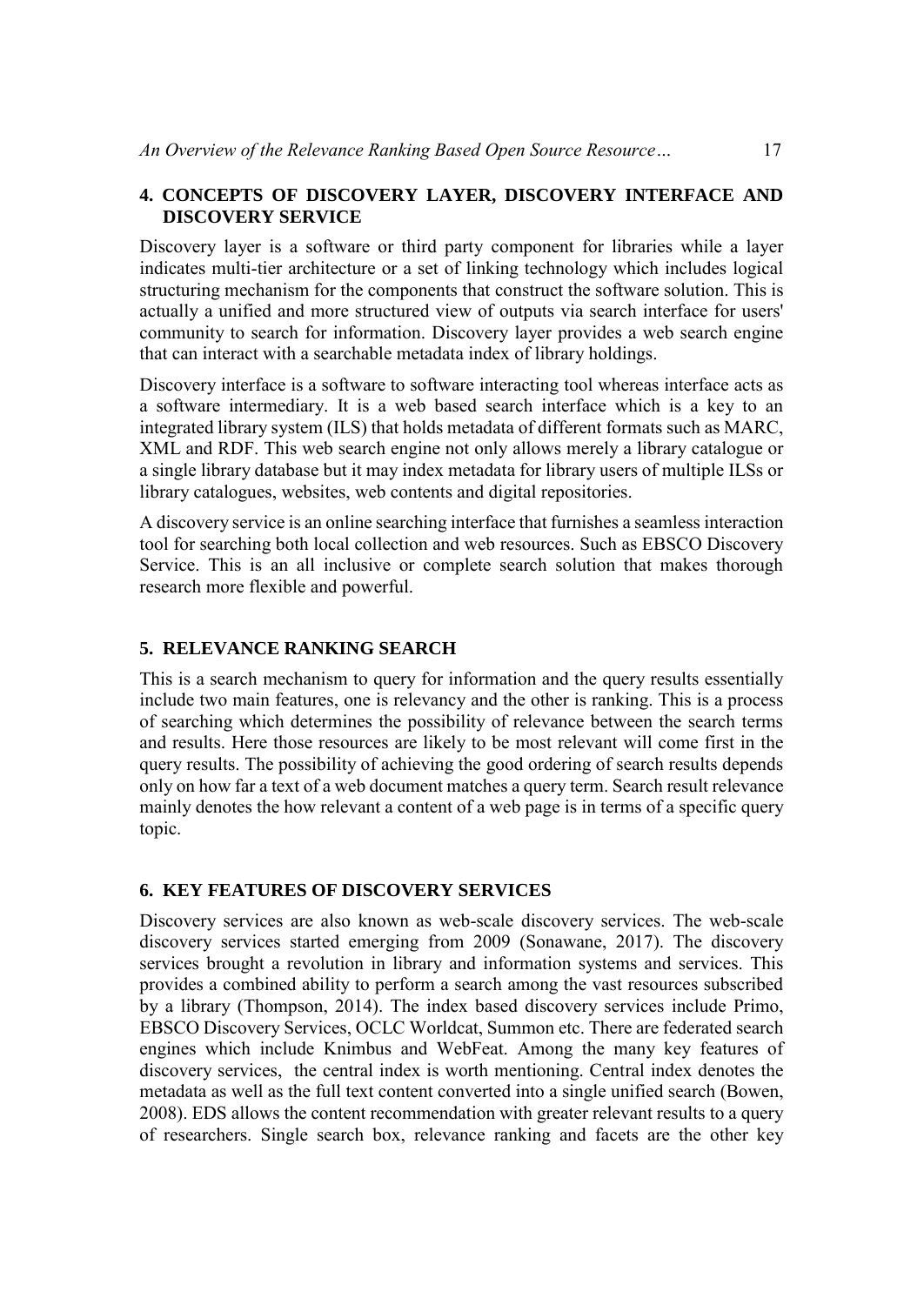## 4. CONCEPTS OF DISCOVERY LAYER, DISCOVERY INTERFACE AND DISCOVERY SERVICE

Discovery layer is a software or third party component for libraries while a layer indicates multi-tier architecture or a set of linking technology which includes logical structuring mechanism for the components that construct the software solution. This is actually a unified and more structured view of outputs via search interface for users' community to search for information. Discovery layer provides a web search engine that can interact with a searchable metadata index of library holdings.

Discovery interface is a software to software interacting tool whereas interface acts as a software intermediary. It is a web based search interface which is a key to an integrated library system (ILS) that holds metadata of different formats such as MARC, XML and RDF. This web search engine not only allows merely a library catalogue or a single library database but it may index metadata for library users of multiple ILSs or library catalogues, websites, web contents and digital repositories.

A discovery service is an online searching interface that furnishes a seamless interaction tool for searching both local collection and web resources. Such as EBSCO Discovery Service. This is an all inclusive or complete search solution that makes thorough research more flexible and powerful.

## 5. RELEVANCE RANKING SEARCH

This is a search mechanism to query for information and the query results essentially include two main features, one is relevancy and the other is ranking. This is a process of searching which determines the possibility of relevance between the search terms and results. Here those resources are likely to be most relevant will come first in the query results. The possibility of achieving the good ordering of search results depends only on how far a text of a web document matches a query term. Search result relevance mainly denotes the how relevant a content of a web page is in terms of a specific query topic.

## 6. KEY FEATURES OF DISCOVERY SERVICES

Discovery services are also known as web-scale discovery services. The web-scale discovery services started emerging from 2009 (Sonawane, 2017). The discovery services brought a revolution in library and information systems and services. This provides a combined ability to perform a search among the vast resources subscribed by a library (Thompson, 2014). The index based discovery services include Primo, EBSCO Discovery Services, OCLC Worldcat, Summon etc. There are federated search engines which include Knimbus and WebFeat. Among the many key features of discovery services, the central index is worth mentioning. Central index denotes the metadata as well as the full text content converted into a single unified search (Bowen, 2008). EDS allows the content recommendation with greater relevant results to a query of researchers. Single search box, relevance ranking and facets are the other key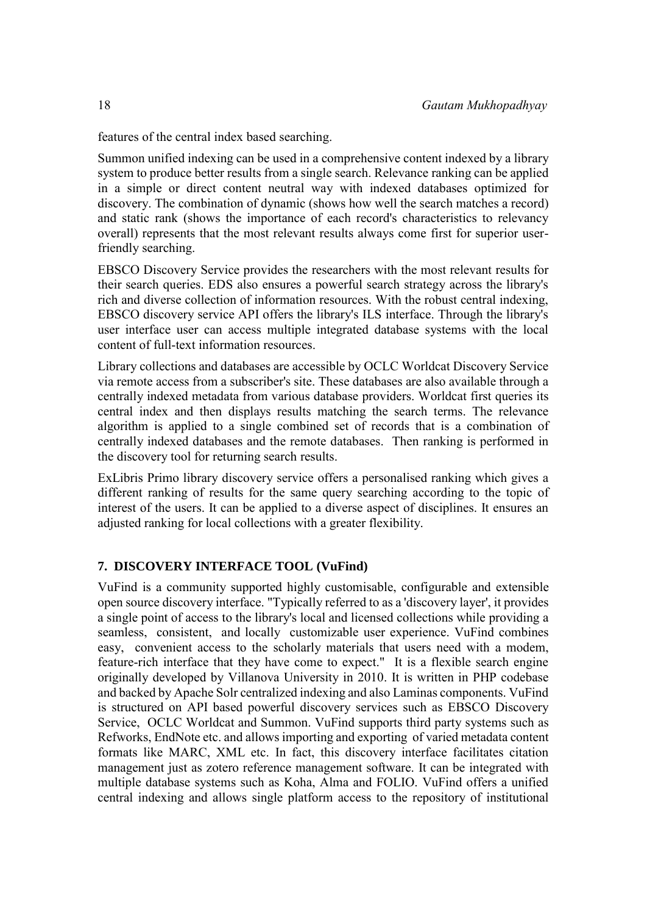features of the central index based searching.

Summon unified indexing can be used in a comprehensive content indexed by a library system to produce better results from a single search. Relevance ranking can be applied in a simple or direct content neutral way with indexed databases optimized for discovery. The combination of dynamic (shows how well the search matches a record) and static rank (shows the importance of each record's characteristics to relevancy overall) represents that the most relevant results always come first for superior user-friendly searching.

EBSCO Discovery Service provides the researchers with the most relevant results for their search queries. EDS also ensures a powerful search strategy across the library's rich and diverse collection of information resources. With the robust central indexing, EBSCO discovery service API offers the library's ILS interface. Through the library's user interface user can access multiple integrated database systems with the local content of full-text information resources.

Library collections and databases are accessible by OCLC Worldcat Discovery Service via remote access from a subscriber's site. These databases are also available through a centrally indexed metadata from various database providers. Worldcat first queries its central index and then displays results matching the search terms. The relevance algorithm is applied to a single combined set of records that is a combination of centrally indexed databases and the remote databases. Then ranking is performed in the discovery tool for returning search results.

ExLibris Primo library discovery service offers a personalised ranking which gives a different ranking of results for the same query searching according to the topic of interest of the users. It can be applied to a diverse aspect of disciplines. It ensures an adjusted ranking for local collections with a greater flexibility.

## 7. DISCOVERY INTERFACE TOOL (VuFind)

VuFind is a community supported highly customisable, configurable and extensible open source discovery interface. "Typically referred to as a 'discovery layer', it provides a single point of access to the library's local and licensed collections while providing a seamless, consistent, and locally customizable user experience. VuFind combines easy, convenient access to the scholarly materials that users need with a modem, feature-rich interface that they have come to expect." It is a flexible search engine originally developed by Villanova University in 2010. It is written in PHP codebase and backed by Apache Solr centralized indexing and also Laminas components. VuFind is structured on API based powerful discovery services such as EBSCO Discovery Service, OCLC Worldcat and Summon. VuFind supports third party systems such as Refworks, EndNote etc. and allows importing and exporting of varied metadata content formats like MARC, XML etc. In fact, this discovery interface facilitates citation management just as zotero reference management software. It can be integrated with multiple database systems such as Koha, Alma and FOLIO. VuFind offers a unified central indexing and allows single platform access to the repository of institutional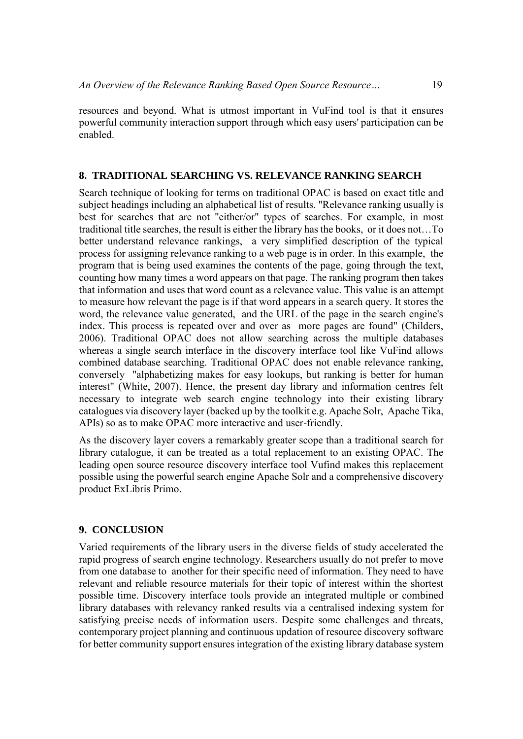resources and beyond. What is utmost important in VuFind tool is that it ensures powerful community interaction support through which easy users' participation can be enabled.

## 8. TRADITIONAL SEARCHING VS. RELEVANCE RANKING SEARCH

Search technique of looking for terms on traditional OPAC is based on exact title and subject headings including an alphabetical list of results. "Relevance ranking usually is best for searches that are not "either/or" types of searches. For example, in most traditional title searches, the result is either the library has the books, or it does not…To better understand relevance rankings, a very simplified description of the typical process for assigning relevance ranking to a web page is in order. In this example, the program that is being used examines the contents of the page, going through the text, counting how many times a word appears on that page. The ranking program then takes that information and uses that word count as a relevance value. This value is an attempt to measure how relevant the page is if that word appears in a search query. It stores the word, the relevance value generated, and the URL of the page in the search engine's index. This process is repeated over and over as more pages are found" (Childers, 2006). Traditional OPAC does not allow searching across the multiple databases whereas a single search interface in the discovery interface tool like VuFind allows combined database searching. Traditional OPAC does not enable relevance ranking, conversely "alphabetizing makes for easy lookups, but ranking is better for human interest" (White, 2007). Hence, the present day library and information centres felt necessary to integrate web search engine technology into their existing library catalogues via discovery layer (backed up by the toolkit e.g. Apache Solr, Apache Tika, APIs) so as to make OPAC more interactive and user-friendly.

As the discovery layer covers a remarkably greater scope than a traditional search for library catalogue, it can be treated as a total replacement to an existing OPAC. The leading open source resource discovery interface tool Vufind makes this replacement possible using the powerful search engine Apache Solr and a comprehensive discovery product ExLibris Primo.

## 9. CONCLUSION

Varied requirements of the library users in the diverse fields of study accelerated the rapid progress of search engine technology. Researchers usually do not prefer to move from one database to another for their specific need of information. They need to have relevant and reliable resource materials for their topic of interest within the shortest possible time. Discovery interface tools provide an integrated multiple or combined library databases with relevancy ranked results via a centralised indexing system for satisfying precise needs of information users. Despite some challenges and threats, contemporary project planning and continuous updation of resource discovery software for better community support ensures integration of the existing library database system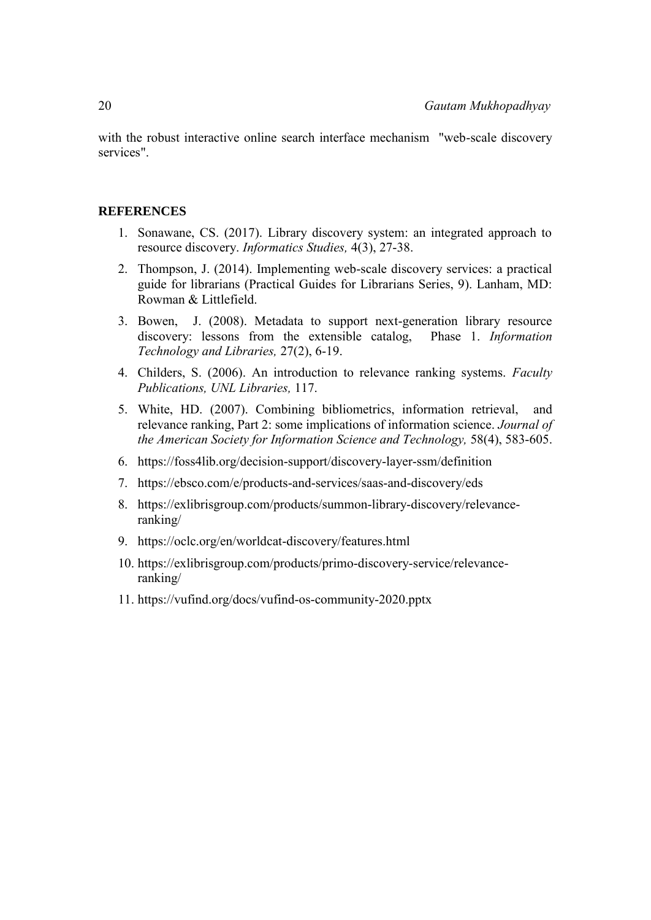with the robust interactive online search interface mechanism "web-scale discovery services".

## REFERENCES

1. Sonawane, CS. (2017). Library discovery system: an integrated approach to resource discovery. *Informatics Studies,* 4(3), 27-38.
2. Thompson, J. (2014). Implementing web-scale discovery services: a practical guide for librarians (Practical Guides for Librarians Series, 9). Lanham, MD: Rowman & Littlefield.
3. Bowen, J. (2008). Metadata to support next-generation library resource discovery: lessons from the extensible catalog, Phase 1. *Information Technology and Libraries,* 27(2), 6-19.
4. Childers, S. (2006). An introduction to relevance ranking systems. *Faculty Publications, UNL Libraries,* 117.
5. White, HD. (2007). Combining bibliometrics, information retrieval, and relevance ranking, Part 2: some implications of information science. *Journal of the American Society for Information Science and Technology,* 58(4), 583-605.
6. https://foss4lib.org/decision-support/discovery-layer-ssm/definition
7. https://ebsco.com/e/products-and-services/saas-and-discovery/eds
8. https://exlibrisgroup.com/products/summon-library-discovery/relevance-ranking/
9. https://oclc.org/en/worldcat-discovery/features.html
10. https://exlibrisgroup.com/products/primo-discovery-service/relevance-ranking/
11. https://vufind.org/docs/vufind-os-community-2020.pptx